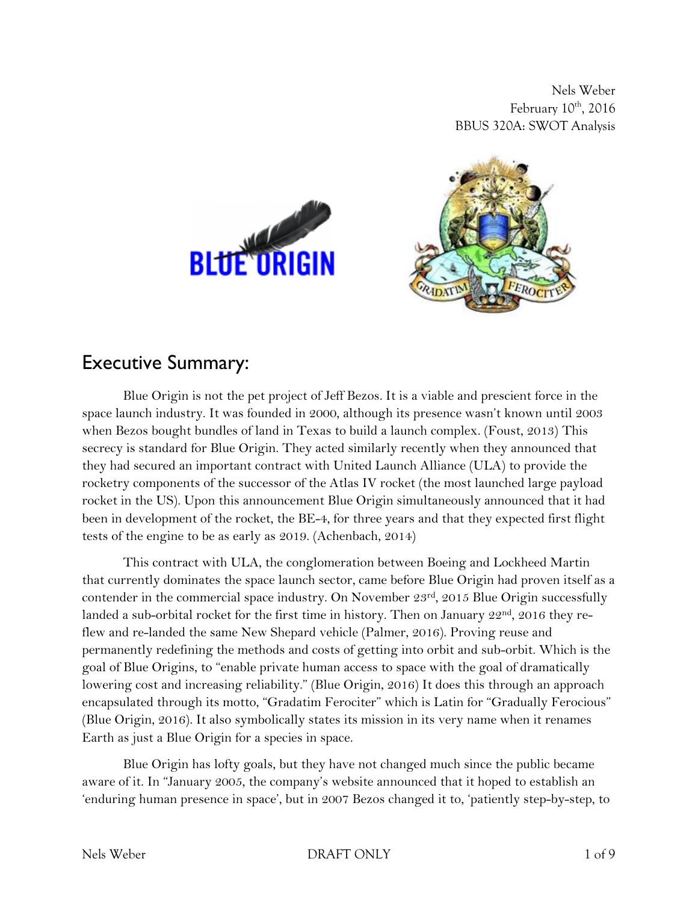Nels Weber
February 10th, 2016
BBUS 320A: SWOT Analysis

## Executive Summary:

Blue Origin is not the pet project of Jeff Bezos. It is a viable and prescient force in the space launch industry. It was founded in 2000, although its presence wasn't known until 2003 when Bezos bought bundles of land in Texas to build a launch complex. (Foust, 2013) This secrecy is standard for Blue Origin. They acted similarly recently when they announced that they had secured an important contract with United Launch Alliance (ULA) to provide the rocketry components of the successor of the Atlas IV rocket (the most launched large payload rocket in the US). Upon this announcement Blue Origin simultaneously announced that it had been in development of the rocket, the BE-4, for three years and that they expected first flight tests of the engine to be as early as 2019. (Achenbach, 2014)

This contract with ULA, the conglomeration between Boeing and Lockheed Martin that currently dominates the space launch sector, came before Blue Origin had proven itself as a contender in the commercial space industry. On November 23rd, 2015 Blue Origin successfully landed a sub-orbital rocket for the first time in history. Then on January 22nd, 2016 they re-flew and re-landed the same New Shepard vehicle (Palmer, 2016). Proving reuse and permanently redefining the methods and costs of getting into orbit and sub-orbit. Which is the goal of Blue Origins, to "enable private human access to space with the goal of dramatically lowering cost and increasing reliability." (Blue Origin, 2016) It does this through an approach encapsulated through its motto, "Gradatim Ferociter" which is Latin for "Gradually Ferocious" (Blue Origin, 2016). It also symbolically states its mission in its very name when it renames Earth as just a Blue Origin for a species in space.

Blue Origin has lofty goals, but they have not changed much since the public became aware of it. In "January 2005, the company's website announced that it hoped to establish an 'enduring human presence in space', but in 2007 Bezos changed it to, 'patiently step-by-step, to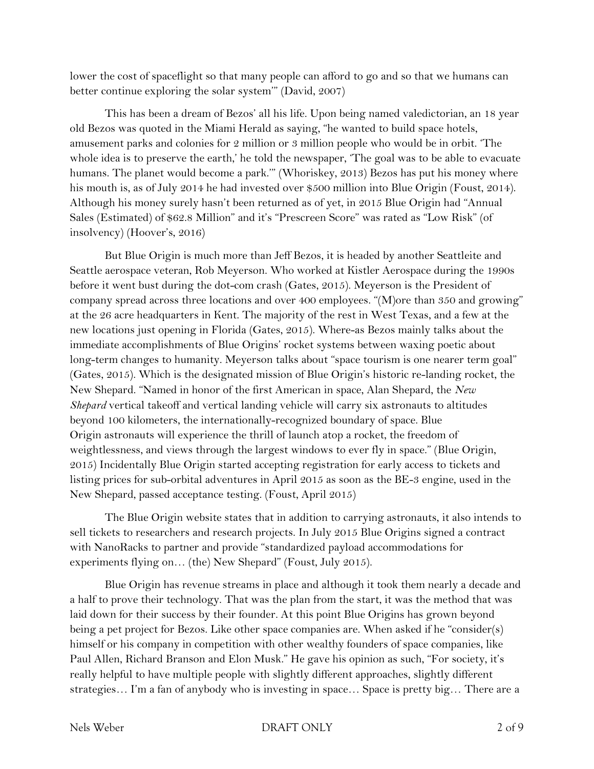lower the cost of spaceflight so that many people can afford to go and so that we humans can better continue exploring the solar system'" (David, 2007)

This has been a dream of Bezos' all his life. Upon being named valedictorian, an 18 year old Bezos was quoted in the Miami Herald as saying, "he wanted to build space hotels, amusement parks and colonies for 2 million or 3 million people who would be in orbit. 'The whole idea is to preserve the earth,' he told the newspaper, 'The goal was to be able to evacuate humans. The planet would become a park.'" (Whoriskey, 2013) Bezos has put his money where his mouth is, as of July 2014 he had invested over $500 million into Blue Origin (Foust, 2014). Although his money surely hasn't been returned as of yet, in 2015 Blue Origin had "Annual Sales (Estimated) of $62.8 Million" and it's "Prescreen Score" was rated as "Low Risk" (of insolvency) (Hoover's, 2016)

But Blue Origin is much more than Jeff Bezos, it is headed by another Seattleite and Seattle aerospace veteran, Rob Meyerson. Who worked at Kistler Aerospace during the 1990s before it went bust during the dot-com crash (Gates, 2015). Meyerson is the President of company spread across three locations and over 400 employees. "(M)ore than 350 and growing" at the 26 acre headquarters in Kent. The majority of the rest in West Texas, and a few at the new locations just opening in Florida (Gates, 2015). Where-as Bezos mainly talks about the immediate accomplishments of Blue Origins' rocket systems between waxing poetic about long-term changes to humanity. Meyerson talks about "space tourism is one nearer term goal" (Gates, 2015). Which is the designated mission of Blue Origin's historic re-landing rocket, the New Shepard. "Named in honor of the first American in space, Alan Shepard, the *New Shepard* vertical takeoff and vertical landing vehicle will carry six astronauts to altitudes beyond 100 kilometers, the internationally-recognized boundary of space. Blue Origin astronauts will experience the thrill of launch atop a rocket, the freedom of weightlessness, and views through the largest windows to ever fly in space." (Blue Origin, 2015) Incidentally Blue Origin started accepting registration for early access to tickets and listing prices for sub-orbital adventures in April 2015 as soon as the BE-3 engine, used in the New Shepard, passed acceptance testing. (Foust, April 2015)

The Blue Origin website states that in addition to carrying astronauts, it also intends to sell tickets to researchers and research projects. In July 2015 Blue Origins signed a contract with NanoRacks to partner and provide "standardized payload accommodations for experiments flying on… (the) New Shepard" (Foust, July 2015).

Blue Origin has revenue streams in place and although it took them nearly a decade and a half to prove their technology. That was the plan from the start, it was the method that was laid down for their success by their founder. At this point Blue Origins has grown beyond being a pet project for Bezos. Like other space companies are. When asked if he "consider(s) himself or his company in competition with other wealthy founders of space companies, like Paul Allen, Richard Branson and Elon Musk." He gave his opinion as such, "For society, it's really helpful to have multiple people with slightly different approaches, slightly different strategies… I'm a fan of anybody who is investing in space… Space is pretty big… There are a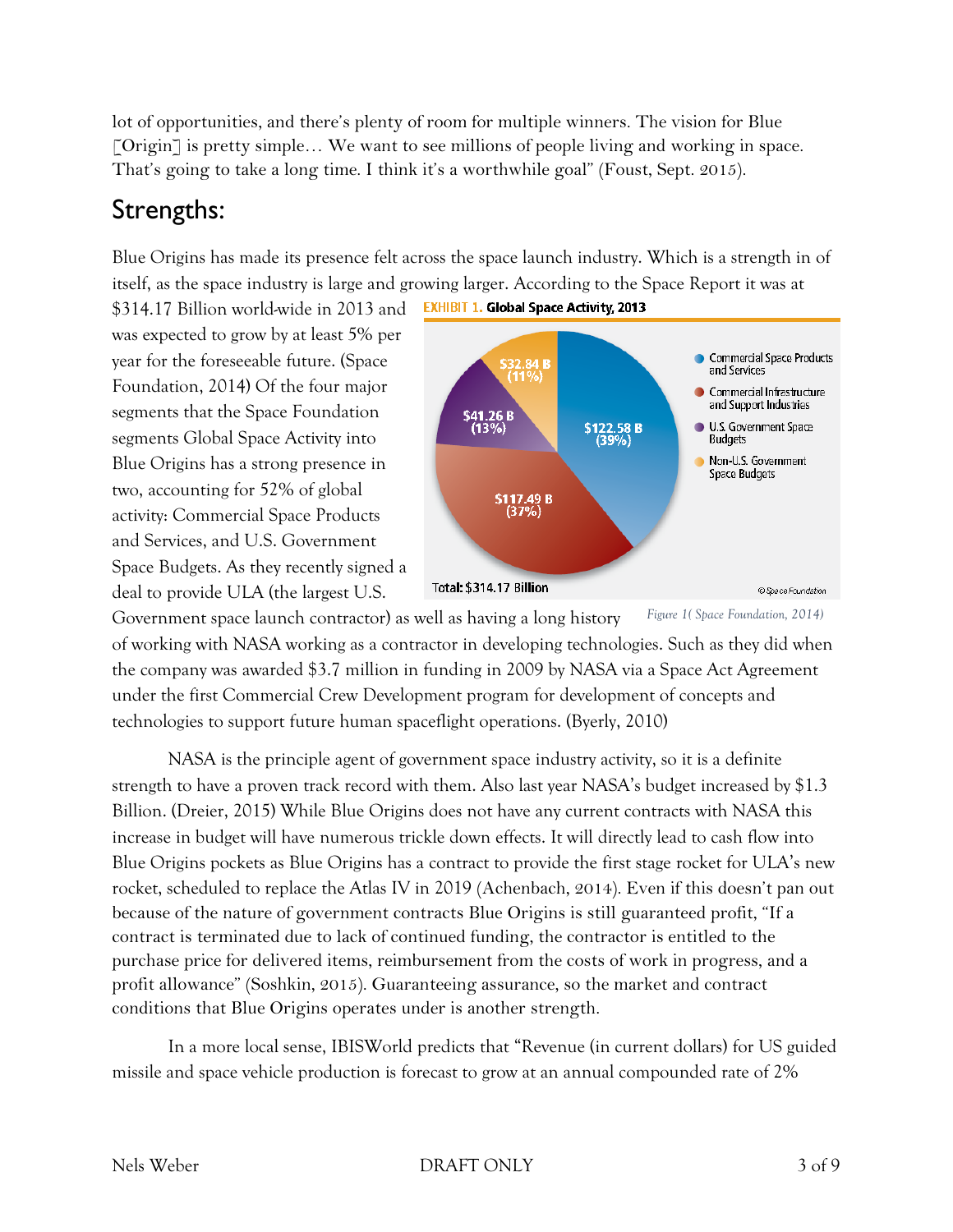lot of opportunities, and there's plenty of room for multiple winners. The vision for Blue [Origin] is pretty simple… We want to see millions of people living and working in space. That's going to take a long time. I think it's a worthwhile goal" (Foust, Sept. 2015).

## Strengths:

Blue Origins has made its presence felt across the space launch industry. Which is a strength in of itself, as the space industry is large and growing larger. According to the Space Report it was at $314.17 Billion world-wide in 2013 and was expected to grow by at least 5% per year for the foreseeable future. (Space Foundation, 2014) Of the four major segments that the Space Foundation segments Global Space Activity into Blue Origins has a strong presence in two, accounting for 52% of global activity: Commercial Space Products and Services, and U.S. Government Space Budgets. As they recently signed a deal to provide ULA (the largest U.S. Government space launch contractor) as well as having a long history of working with NASA working as a contractor in developing technologies. Such as they did when the company was awarded $3.7 million in funding in 2009 by NASA via a Space Act Agreement under the first Commercial Crew Development program for development of concepts and technologies to support future human spaceflight operations. (Byerly, 2010)

**EXHIBIT 1. Global Space Activity, 2013**

| Segment | Value | Share |
|---|---|---|
| Commercial Space Products and Services | $122.58 B | 39% |
| Commercial Infrastructure and Support Industries | $117.49 B | 37% |
| U.S. Government Space Budgets | $41.26 B | 13% |
| Non-U.S. Government Space Budgets | $32.84 B | 11% |

Total: $314.17 Billion

© Space Foundation

*Figure 1( Space Foundation, 2014)*

NASA is the principle agent of government space industry activity, so it is a definite strength to have a proven track record with them. Also last year NASA's budget increased by $1.3 Billion. (Dreier, 2015) While Blue Origins does not have any current contracts with NASA this increase in budget will have numerous trickle down effects. It will directly lead to cash flow into Blue Origins pockets as Blue Origins has a contract to provide the first stage rocket for ULA's new rocket, scheduled to replace the Atlas IV in 2019 (Achenbach, 2014). Even if this doesn't pan out because of the nature of government contracts Blue Origins is still guaranteed profit, "If a contract is terminated due to lack of continued funding, the contractor is entitled to the purchase price for delivered items, reimbursement from the costs of work in progress, and a profit allowance" (Soshkin, 2015). Guaranteeing assurance, so the market and contract conditions that Blue Origins operates under is another strength.

In a more local sense, IBISWorld predicts that "Revenue (in current dollars) for US guided missile and space vehicle production is forecast to grow at an annual compounded rate of 2%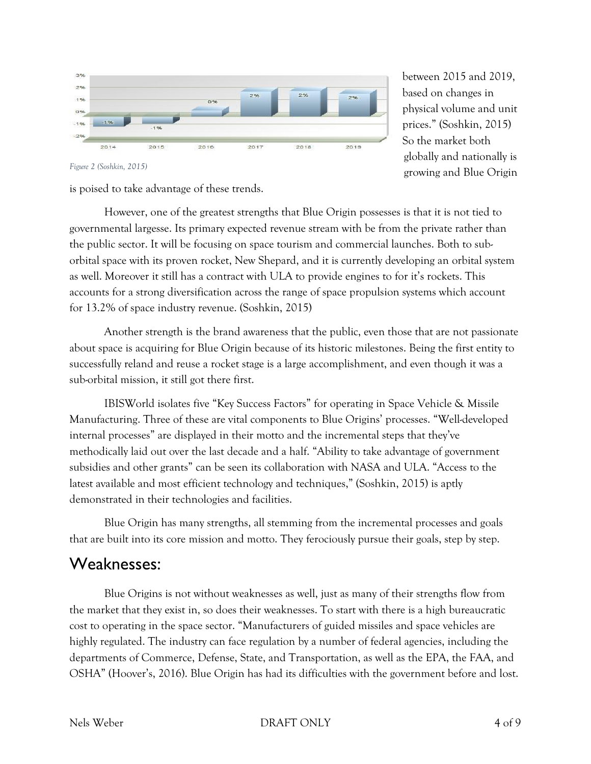between 2015 and 2019, based on changes in physical volume and unit prices." (Soshkin, 2015) So the market both globally and nationally is growing and Blue Origin is poised to take advantage of these trends.

*Figure 2 (Soshkin, 2015)*

However, one of the greatest strengths that Blue Origin possesses is that it is not tied to governmental largesse. Its primary expected revenue stream with be from the private rather than the public sector. It will be focusing on space tourism and commercial launches. Both to sub-orbital space with its proven rocket, New Shepard, and it is currently developing an orbital system as well. Moreover it still has a contract with ULA to provide engines to for it's rockets. This accounts for a strong diversification across the range of space propulsion systems which account for 13.2% of space industry revenue. (Soshkin, 2015)

Another strength is the brand awareness that the public, even those that are not passionate about space is acquiring for Blue Origin because of its historic milestones. Being the first entity to successfully reland and reuse a rocket stage is a large accomplishment, and even though it was a sub-orbital mission, it still got there first.

IBISWorld isolates five "Key Success Factors" for operating in Space Vehicle & Missile Manufacturing. Three of these are vital components to Blue Origins' processes. "Well-developed internal processes" are displayed in their motto and the incremental steps that they've methodically laid out over the last decade and a half. "Ability to take advantage of government subsidies and other grants" can be seen its collaboration with NASA and ULA. "Access to the latest available and most efficient technology and techniques," (Soshkin, 2015) is aptly demonstrated in their technologies and facilities.

Blue Origin has many strengths, all stemming from the incremental processes and goals that are built into its core mission and motto. They ferociously pursue their goals, step by step.

## Weaknesses:

Blue Origins is not without weaknesses as well, just as many of their strengths flow from the market that they exist in, so does their weaknesses. To start with there is a high bureaucratic cost to operating in the space sector. "Manufacturers of guided missiles and space vehicles are highly regulated. The industry can face regulation by a number of federal agencies, including the departments of Commerce, Defense, State, and Transportation, as well as the EPA, the FAA, and OSHA" (Hoover's, 2016). Blue Origin has had its difficulties with the government before and lost.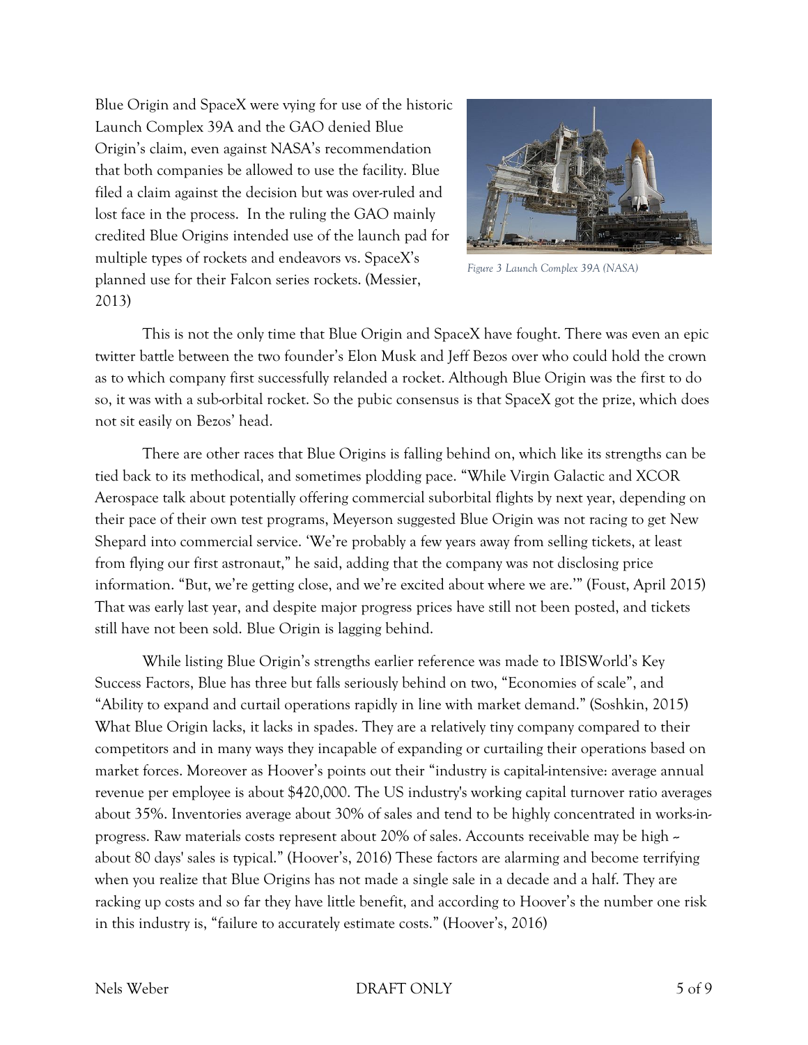Blue Origin and SpaceX were vying for use of the historic Launch Complex 39A and the GAO denied Blue Origin's claim, even against NASA's recommendation that both companies be allowed to use the facility. Blue filed a claim against the decision but was over-ruled and lost face in the process. In the ruling the GAO mainly credited Blue Origins intended use of the launch pad for multiple types of rockets and endeavors vs. SpaceX's planned use for their Falcon series rockets. (Messier, 2013)

*Figure 3 Launch Complex 39A (NASA)*

This is not the only time that Blue Origin and SpaceX have fought. There was even an epic twitter battle between the two founder's Elon Musk and Jeff Bezos over who could hold the crown as to which company first successfully relanded a rocket. Although Blue Origin was the first to do so, it was with a sub-orbital rocket. So the pubic consensus is that SpaceX got the prize, which does not sit easily on Bezos' head.

There are other races that Blue Origins is falling behind on, which like its strengths can be tied back to its methodical, and sometimes plodding pace. "While Virgin Galactic and XCOR Aerospace talk about potentially offering commercial suborbital flights by next year, depending on their pace of their own test programs, Meyerson suggested Blue Origin was not racing to get New Shepard into commercial service. 'We're probably a few years away from selling tickets, at least from flying our first astronaut," he said, adding that the company was not disclosing price information. "But, we're getting close, and we're excited about where we are.'" (Foust, April 2015) That was early last year, and despite major progress prices have still not been posted, and tickets still have not been sold. Blue Origin is lagging behind.

While listing Blue Origin's strengths earlier reference was made to IBISWorld's Key Success Factors, Blue has three but falls seriously behind on two, "Economies of scale", and "Ability to expand and curtail operations rapidly in line with market demand." (Soshkin, 2015) What Blue Origin lacks, it lacks in spades. They are a relatively tiny company compared to their competitors and in many ways they incapable of expanding or curtailing their operations based on market forces. Moreover as Hoover's points out their "industry is capital-intensive: average annual revenue per employee is about $420,000. The US industry's working capital turnover ratio averages about 35%. Inventories average about 30% of sales and tend to be highly concentrated in works-in-progress. Raw materials costs represent about 20% of sales. Accounts receivable may be high -- about 80 days' sales is typical." (Hoover's, 2016) These factors are alarming and become terrifying when you realize that Blue Origins has not made a single sale in a decade and a half. They are racking up costs and so far they have little benefit, and according to Hoover's the number one risk in this industry is, "failure to accurately estimate costs." (Hoover's, 2016)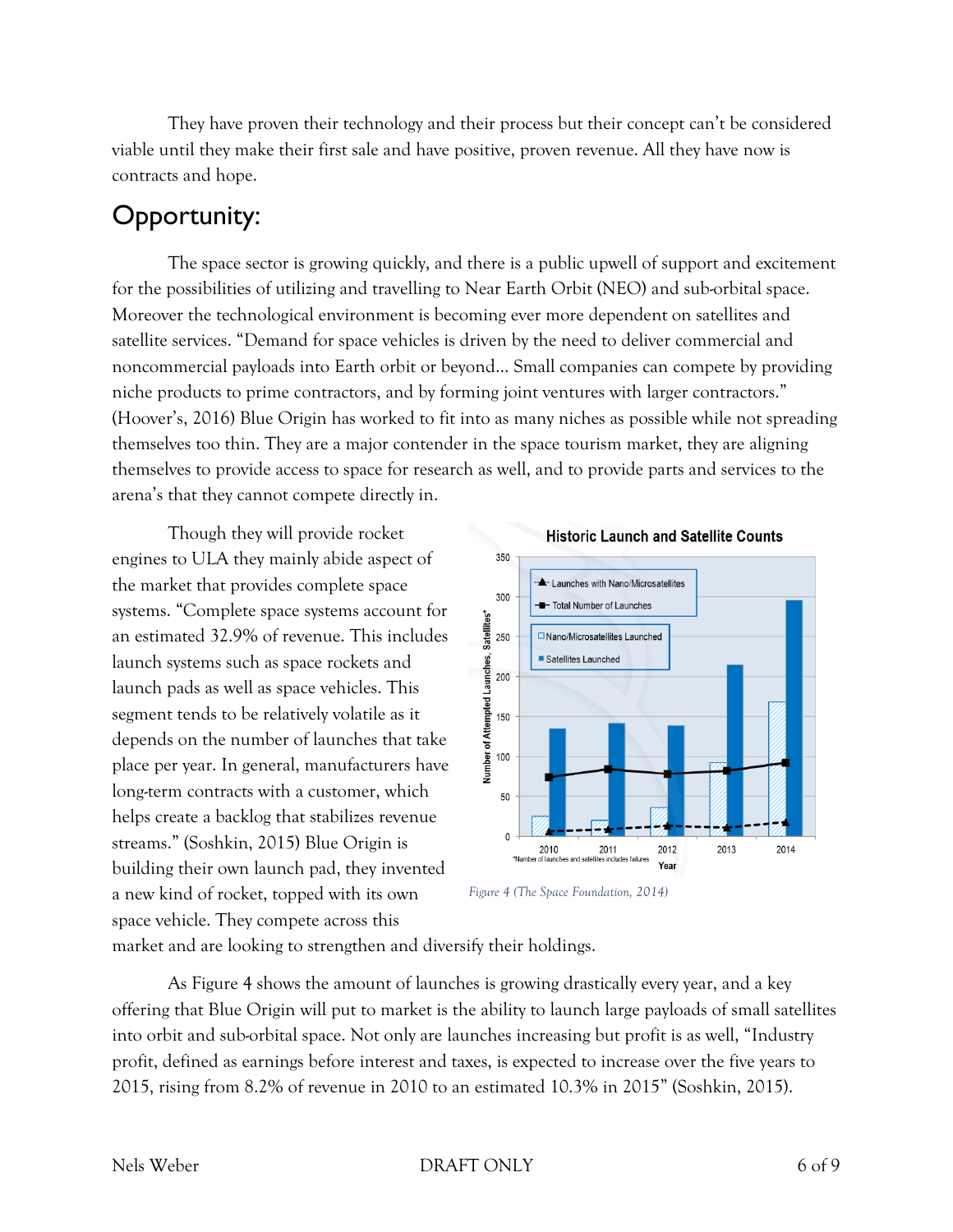They have proven their technology and their process but their concept can't be considered viable until they make their first sale and have positive, proven revenue. All they have now is contracts and hope.

## Opportunity:

The space sector is growing quickly, and there is a public upwell of support and excitement for the possibilities of utilizing and travelling to Near Earth Orbit (NEO) and sub-orbital space. Moreover the technological environment is becoming ever more dependent on satellites and satellite services. "Demand for space vehicles is driven by the need to deliver commercial and noncommercial payloads into Earth orbit or beyond... Small companies can compete by providing niche products to prime contractors, and by forming joint ventures with larger contractors." (Hoover's, 2016) Blue Origin has worked to fit into as many niches as possible while not spreading themselves too thin. They are a major contender in the space tourism market, they are aligning themselves to provide access to space for research as well, and to provide parts and services to the arena's that they cannot compete directly in.

Though they will provide rocket engines to ULA they mainly abide aspect of the market that provides complete space systems. "Complete space systems account for an estimated 32.9% of revenue. This includes launch systems such as space rockets and launch pads as well as space vehicles. This segment tends to be relatively volatile as it depends on the number of launches that take place per year. In general, manufacturers have long-term contracts with a customer, which helps create a backlog that stabilizes revenue streams." (Soshkin, 2015) Blue Origin is building their own launch pad, they invented a new kind of rocket, topped with its own space vehicle. They compete across this market and are looking to strengthen and diversify their holdings.

*Figure 4 (The Space Foundation, 2014)*

As Figure 4 shows the amount of launches is growing drastically every year, and a key offering that Blue Origin will put to market is the ability to launch large payloads of small satellites into orbit and sub-orbital space. Not only are launches increasing but profit is as well, "Industry profit, defined as earnings before interest and taxes, is expected to increase over the five years to 2015, rising from 8.2% of revenue in 2010 to an estimated 10.3% in 2015" (Soshkin, 2015).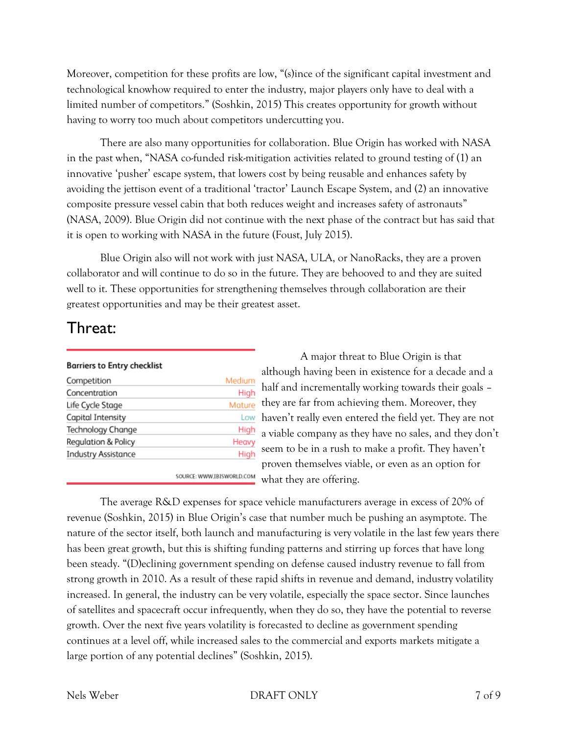Moreover, competition for these profits are low, "(s)ince of the significant capital investment and technological knowhow required to enter the industry, major players only have to deal with a limited number of competitors." (Soshkin, 2015) This creates opportunity for growth without having to worry too much about competitors undercutting you.

There are also many opportunities for collaboration. Blue Origin has worked with NASA in the past when, "NASA co-funded risk-mitigation activities related to ground testing of (1) an innovative 'pusher' escape system, that lowers cost by being reusable and enhances safety by avoiding the jettison event of a traditional 'tractor' Launch Escape System, and (2) an innovative composite pressure vessel cabin that both reduces weight and increases safety of astronauts" (NASA, 2009). Blue Origin did not continue with the next phase of the contract but has said that it is open to working with NASA in the future (Foust, July 2015).

Blue Origin also will not work with just NASA, ULA, or NanoRacks, they are a proven collaborator and will continue to do so in the future. They are behooved to and they are suited well to it. These opportunities for strengthening themselves through collaboration are their greatest opportunities and may be their greatest asset.

## Threat:

**Barriers to Entry checklist**

| | |
|---|---|
| Competition | Medium |
| Concentration | High |
| Life Cycle Stage | Mature |
| Capital Intensity | Low |
| Technology Change | High |
| Regulation & Policy | Heavy |
| Industry Assistance | High |

SOURCE: WWW.IBISWORLD.COM

A major threat to Blue Origin is that although having been in existence for a decade and a half and incrementally working towards their goals – they are far from achieving them. Moreover, they haven't really even entered the field yet. They are not a viable company as they have no sales, and they don't seem to be in a rush to make a profit. They haven't proven themselves viable, or even as an option for what they are offering.

The average R&D expenses for space vehicle manufacturers average in excess of 20% of revenue (Soshkin, 2015) in Blue Origin's case that number much be pushing an asymptote. The nature of the sector itself, both launch and manufacturing is very volatile in the last few years there has been great growth, but this is shifting funding patterns and stirring up forces that have long been steady. "(D)eclining government spending on defense caused industry revenue to fall from strong growth in 2010. As a result of these rapid shifts in revenue and demand, industry volatility increased. In general, the industry can be very volatile, especially the space sector. Since launches of satellites and spacecraft occur infrequently, when they do so, they have the potential to reverse growth. Over the next five years volatility is forecasted to decline as government spending continues at a level off, while increased sales to the commercial and exports markets mitigate a large portion of any potential declines" (Soshkin, 2015).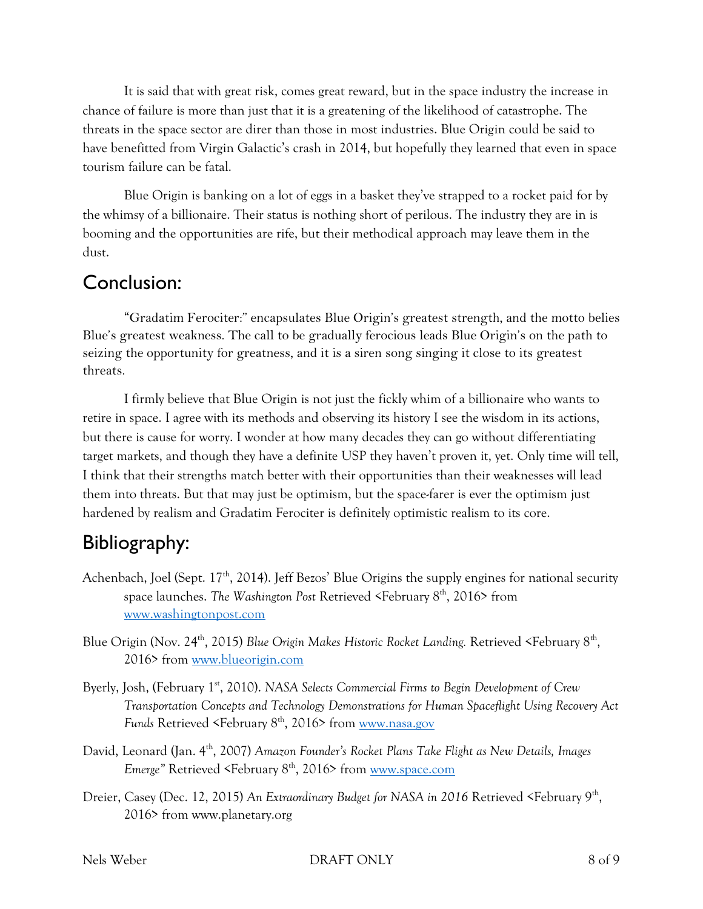It is said that with great risk, comes great reward, but in the space industry the increase in chance of failure is more than just that it is a greatening of the likelihood of catastrophe. The threats in the space sector are direr than those in most industries. Blue Origin could be said to have benefitted from Virgin Galactic's crash in 2014, but hopefully they learned that even in space tourism failure can be fatal.

Blue Origin is banking on a lot of eggs in a basket they've strapped to a rocket paid for by the whimsy of a billionaire. Their status is nothing short of perilous. The industry they are in is booming and the opportunities are rife, but their methodical approach may leave them in the dust.

## Conclusion:

"Gradatim Ferociter:" encapsulates Blue Origin's greatest strength, and the motto belies Blue's greatest weakness. The call to be gradually ferocious leads Blue Origin's on the path to seizing the opportunity for greatness, and it is a siren song singing it close to its greatest threats.

I firmly believe that Blue Origin is not just the fickly whim of a billionaire who wants to retire in space. I agree with its methods and observing its history I see the wisdom in its actions, but there is cause for worry. I wonder at how many decades they can go without differentiating target markets, and though they have a definite USP they haven't proven it, yet. Only time will tell, I think that their strengths match better with their opportunities than their weaknesses will lead them into threats. But that may just be optimism, but the space-farer is ever the optimism just hardened by realism and Gradatim Ferociter is definitely optimistic realism to its core.

## Bibliography:

Achenbach, Joel (Sept. 17th, 2014). Jeff Bezos' Blue Origins the supply engines for national security space launches. *The Washington Post* Retrieved <February 8th, 2016> from www.washingtonpost.com

Blue Origin (Nov. 24th, 2015) *Blue Origin Makes Historic Rocket Landing.* Retrieved <February 8th, 2016> from www.blueorigin.com

Byerly, Josh, (February 1st, 2010). *NASA Selects Commercial Firms to Begin Development of Crew Transportation Concepts and Technology Demonstrations for Human Spaceflight Using Recovery Act Funds* Retrieved <February 8th, 2016> from www.nasa.gov

David, Leonard (Jan. 4th, 2007) *Amazon Founder's Rocket Plans Take Flight as New Details, Images Emerge"* Retrieved <February 8th, 2016> from www.space.com

Dreier, Casey (Dec. 12, 2015) *An Extraordinary Budget for NASA in 2016* Retrieved <February 9th, 2016> from www.planetary.org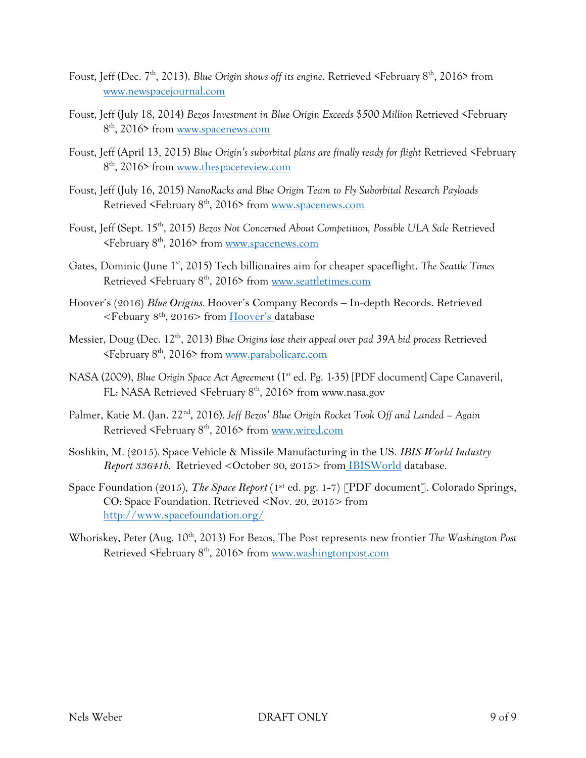Foust, Jeff (Dec. 7th, 2013). *Blue Origin shows off its engine*. Retrieved <February 8th, 2016> from www.newspacejournal.com

Foust, Jeff (July 18, 2014) *Bezos Investment in Blue Origin Exceeds $500 Million* Retrieved <February 8th, 2016> from www.spacenews.com

Foust, Jeff (April 13, 2015) *Blue Origin's suborbital plans are finally ready for flight* Retrieved <February 8th, 2016> from www.thespacereview.com

Foust, Jeff (July 16, 2015) *NanoRacks and Blue Origin Team to Fly Suborbital Research Payloads* Retrieved <February 8th, 2016> from www.spacenews.com

Foust, Jeff (Sept. 15th, 2015) *Bezos Not Concerned About Competition, Possible ULA Sale* Retrieved <February 8th, 2016> from www.spacenews.com

Gates, Dominic (June 1st, 2015) Tech billionaires aim for cheaper spaceflight. *The Seattle Times* Retrieved <February 8th, 2016> from www.seattletimes.com

Hoover's (2016) *Blue Origins.* Hoover's Company Records – In-depth Records. Retrieved <Febuary 8th, 2016> from Hoover's database

Messier, Doug (Dec. 12th, 2013) *Blue Origins lose their appeal over pad 39A bid process* Retrieved <February 8th, 2016> from www.parabolicarc.com

NASA (2009), *Blue Origin Space Act Agreement* (1st ed. Pg. 1-35) [PDF document] Cape Canaveril, FL: NASA Retrieved <February 8th, 2016> from www.nasa.gov

Palmer, Katie M. (Jan. 22nd, 2016). *Jeff Bezos' Blue Origin Rocket Took Off and Landed – Again* Retrieved <February 8th, 2016> from www.wired.com

Soshkin, M. (2015). Space Vehicle & Missile Manufacturing in the US. *IBIS World Industry Report 33641b.* Retrieved <October 30, 2015> from IBISWorld database.

Space Foundation (2015), *The Space Report* (1st ed. pg. 1-7) [PDF document]. Colorado Springs, CO: Space Foundation. Retrieved <Nov. 20, 2015> from http://www.spacefoundation.org/

Whoriskey, Peter (Aug. 10th, 2013) For Bezos, The Post represents new frontier *The Washington Post* Retrieved <February 8th, 2016> from www.washingtonpost.com